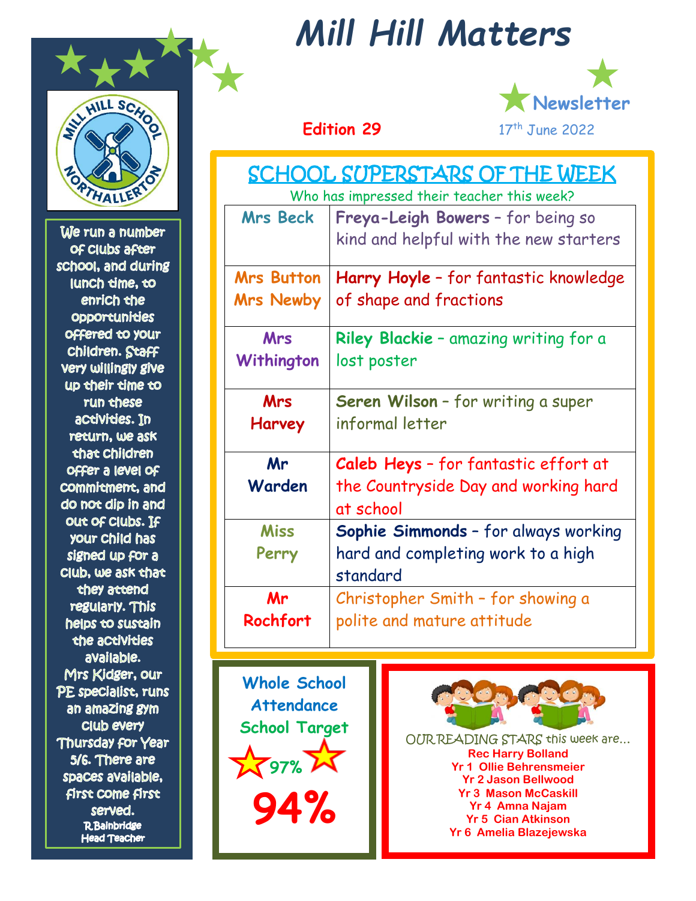# Mill Hill Matters

**Newsletter**

**Edition 29** 17th June 2022

## SCHOOL SUPERSTARS OF THE WEEK

Who has impressed their teacher this week?

| Teacher | Superstar |
|---|---|
| Mrs Beck | **Freya-Leigh Bowers** – for being so kind and helpful with the new starters |
| Mrs Button Mrs Newby | **Harry Hoyle** – for fantastic knowledge of shape and fractions |
| Mrs Withington | **Riley Blackie** – amazing writing for a lost poster |
| Mrs Harvey | **Seren Wilson** – for writing a super informal letter |
| Mr Warden | **Caleb Heys** – for fantastic effort at the Countryside Day and working hard at school |
| Miss Perry | **Sophie Simmonds** – for always working hard and completing work to a high standard |
| Mr Rochfort | Christopher Smith – for showing a polite and mature attitude |

We run a number of clubs after school, and during lunch time, to enrich the opportunities offered to your children. Staff very willingly give up their time to run these activities. In return, we ask that children offer a level of commitment, and do not dip in and out of clubs. If your child has signed up for a club, we ask that they attend regularly. This helps to sustain the activities available.

Mrs Kidger, our PE specialist, runs an amazing gym club every Thursday for Year 5/6. There are spaces available, first come first served.

R.Bainbridge
Head Teacher

**Whole School Attendance**

**School Target 97%**

**94%**

OUR READING STARS this week are…

**Rec Harry Bolland**
**Yr 1 Ollie Behrensmeier**
**Yr 2 Jason Bellwood**
**Yr 3 Mason McCaskill**
**Yr 4 Amna Najam**
**Yr 5 Cian Atkinson**
**Yr 6 Amelia Blazejewska**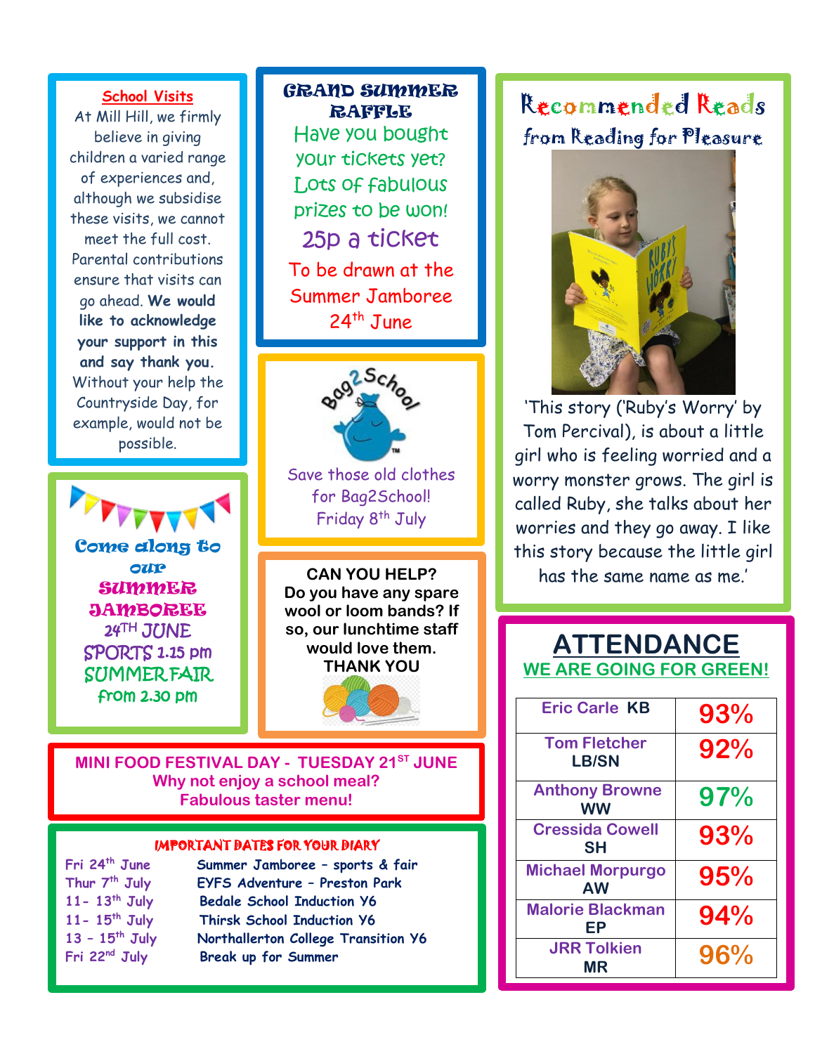## School Visits

At Mill Hill, we firmly believe in giving children a varied range of experiences and, although we subsidise these visits, we cannot meet the full cost. Parental contributions ensure that visits can go ahead. **We would like to acknowledge your support in this and say thank you.** Without your help the Countryside Day, for example, would not be possible.

## Come along to our SUMMER JAMBOREE

24TH JUNE

SPORTS 1.15 pm

SUMMER FAIR from 2.30 pm

## GRAND SUMMER RAFFLE

Have you bought your tickets yet? Lots of fabulous prizes to be won!

25p a ticket

To be drawn at the Summer Jamboree 24th June

## Bag2School

Save those old clothes for Bag2School! Friday 8th July

## CAN YOU HELP?

**Do you have any spare wool or loom bands? If so, our lunchtime staff would love them.**

**THANK YOU**

## MINI FOOD FESTIVAL DAY - TUESDAY 21ST JUNE

Why not enjoy a school meal?

Fabulous taster menu!

## IMPORTANT DATES FOR YOUR DIARY

| | |
|---|---|
| Fri 24th June | Summer Jamboree – sports & fair |
| Thur 7th July | EYFS Adventure – Preston Park |
| 11- 13th July | Bedale School Induction Y6 |
| 11- 15th July | Thirsk School Induction Y6 |
| 13 – 15th July | Northallerton College Transition Y6 |
| Fri 22nd July | Break up for Summer |

## Recommended Reads from Reading for Pleasure

'This story ('Ruby's Worry' by Tom Percival), is about a little girl who is feeling worried and a worry monster grows. The girl is called Ruby, she talks about her worries and they go away. I like this story because the little girl has the same name as me.'

## ATTENDANCE

**WE ARE GOING FOR GREEN!**

| | |
|---|---|
| Eric Carle KB | 93% |
| Tom Fletcher LB/SN | 92% |
| Anthony Browne WW | 97% |
| Cressida Cowell SH | 93% |
| Michael Morpurgo AW | 95% |
| Malorie Blackman EP | 94% |
| JRR Tolkien MR | 96% |